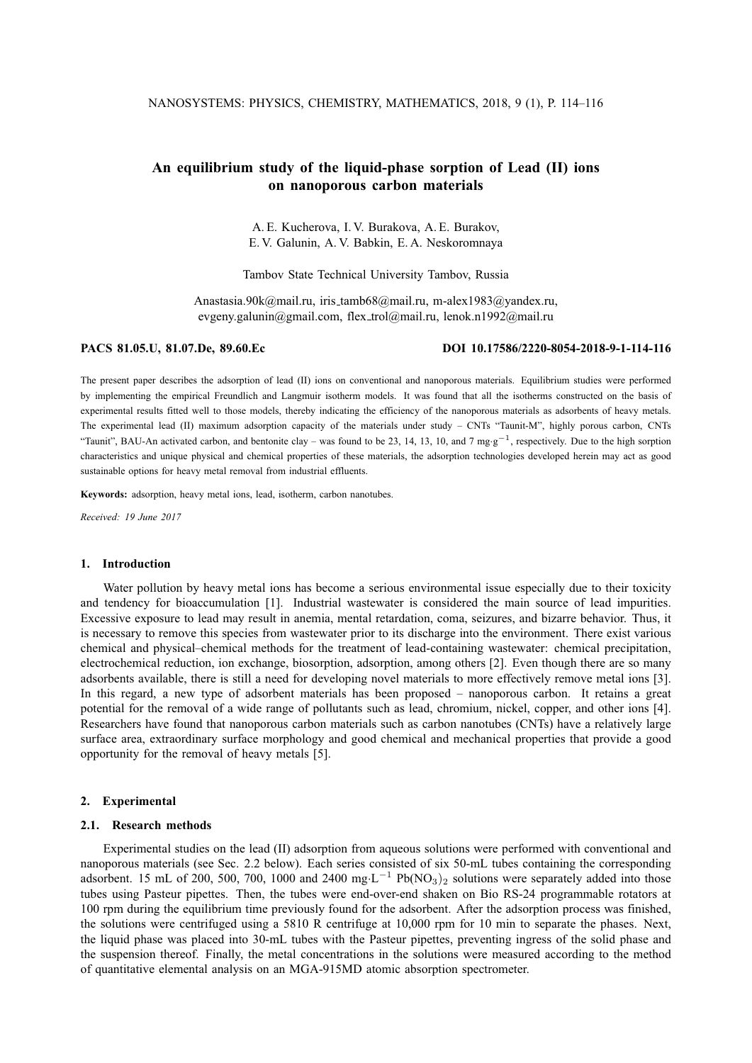# An equilibrium study of the liquid-phase sorption of Lead (II) ions on nanoporous carbon materials

A. E. Kucherova, I. V. Burakova, A. E. Burakov,
E. V. Galunin, A. V. Babkin, E. A. Neskoromnaya

Tambov State Technical University Tambov, Russia

Anastasia.90k@mail.ru, iris_tamb68@mail.ru, m-alex1983@yandex.ru,
evgeny.galunin@gmail.com, flex_trol@mail.ru, lenok.n1992@mail.ru

**PACS 81.05.U, 81.07.De, 89.60.Ec** **DOI 10.17586/2220-8054-2018-9-1-114-116**

The present paper describes the adsorption of lead (II) ions on conventional and nanoporous materials. Equilibrium studies were performed by implementing the empirical Freundlich and Langmuir isotherm models. It was found that all the isotherms constructed on the basis of experimental results fitted well to those models, thereby indicating the efficiency of the nanoporous materials as adsorbents of heavy metals. The experimental lead (II) maximum adsorption capacity of the materials under study – CNTs "Taunit-M", highly porous carbon, CNTs "Taunit", BAU-An activated carbon, and bentonite clay – was found to be 23, 14, 13, 10, and 7 $mg \cdot g^{-1}$, respectively. Due to the high sorption characteristics and unique physical and chemical properties of these materials, the adsorption technologies developed herein may act as good sustainable options for heavy metal removal from industrial effluents.

**Keywords:** adsorption, heavy metal ions, lead, isotherm, carbon nanotubes.

*Received: 19 June 2017*

## 1. Introduction

Water pollution by heavy metal ions has become a serious environmental issue especially due to their toxicity and tendency for bioaccumulation [1]. Industrial wastewater is considered the main source of lead impurities. Excessive exposure to lead may result in anemia, mental retardation, coma, seizures, and bizarre behavior. Thus, it is necessary to remove this species from wastewater prior to its discharge into the environment. There exist various chemical and physical–chemical methods for the treatment of lead-containing wastewater: chemical precipitation, electrochemical reduction, ion exchange, biosorption, adsorption, among others [2]. Even though there are so many adsorbents available, there is still a need for developing novel materials to more effectively remove metal ions [3]. In this regard, a new type of adsorbent materials has been proposed – nanoporous carbon. It retains a great potential for the removal of a wide range of pollutants such as lead, chromium, nickel, copper, and other ions [4]. Researchers have found that nanoporous carbon materials such as carbon nanotubes (CNTs) have a relatively large surface area, extraordinary surface morphology and good chemical and mechanical properties that provide a good opportunity for the removal of heavy metals [5].

## 2. Experimental

### 2.1. Research methods

Experimental studies on the lead (II) adsorption from aqueous solutions were performed with conventional and nanoporous materials (see Sec. 2.2 below). Each series consisted of six 50-mL tubes containing the corresponding adsorbent. 15 mL of 200, 500, 700, 1000 and 2400 $mg \cdot L^{-1}$ $Pb(NO_3)_2$ solutions were separately added into those tubes using Pasteur pipettes. Then, the tubes were end-over-end shaken on Bio RS-24 programmable rotators at 100 rpm during the equilibrium time previously found for the adsorbent. After the adsorption process was finished, the solutions were centrifuged using a 5810 R centrifuge at 10,000 rpm for 10 min to separate the phases. Next, the liquid phase was placed into 30-mL tubes with the Pasteur pipettes, preventing ingress of the solid phase and the suspension thereof. Finally, the metal concentrations in the solutions were measured according to the method of quantitative elemental analysis on an MGA-915MD atomic absorption spectrometer.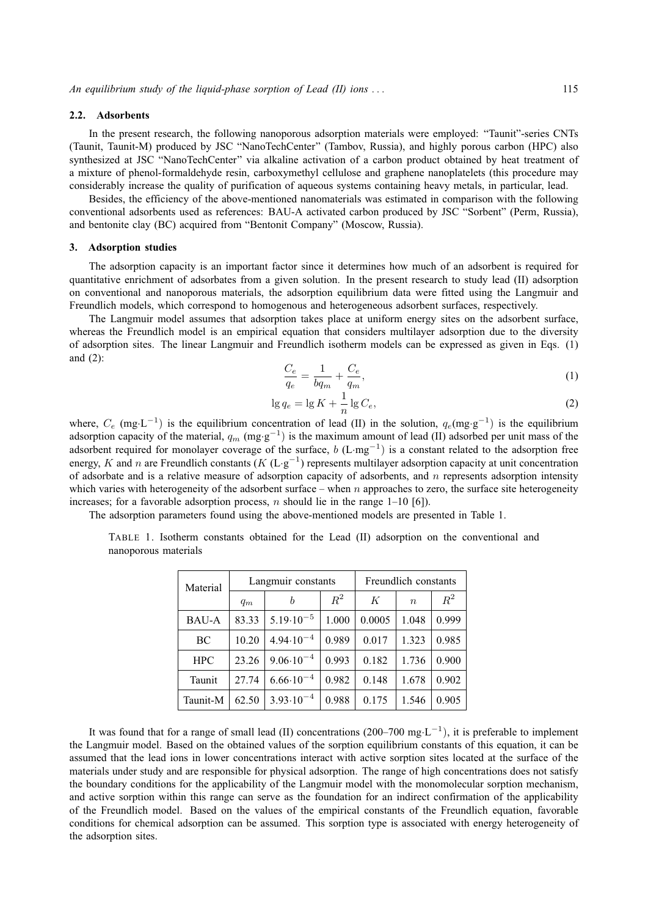### 2.2. Adsorbents

In the present research, the following nanoporous adsorption materials were employed: "Taunit"-series CNTs (Taunit, Taunit-M) produced by JSC "NanoTechCenter" (Tambov, Russia), and highly porous carbon (HPC) also synthesized at JSC "NanoTechCenter" via alkaline activation of a carbon product obtained by heat treatment of a mixture of phenol-formaldehyde resin, carboxymethyl cellulose and graphene nanoplatelets (this procedure may considerably increase the quality of purification of aqueous systems containing heavy metals, in particular, lead.

Besides, the efficiency of the above-mentioned nanomaterials was estimated in comparison with the following conventional adsorbents used as references: BAU-A activated carbon produced by JSC "Sorbent" (Perm, Russia), and bentonite clay (BC) acquired from "Bentonit Company" (Moscow, Russia).

## 3. Adsorption studies

The adsorption capacity is an important factor since it determines how much of an adsorbent is required for quantitative enrichment of adsorbates from a given solution. In the present research to study lead (II) adsorption on conventional and nanoporous materials, the adsorption equilibrium data were fitted using the Langmuir and Freundlich models, which correspond to homogenous and heterogeneous adsorbent surfaces, respectively.

The Langmuir model assumes that adsorption takes place at uniform energy sites on the adsorbent surface, whereas the Freundlich model is an empirical equation that considers multilayer adsorption due to the diversity of adsorption sites. The linear Langmuir and Freundlich isotherm models can be expressed as given in Eqs. (1) and (2):

$$\frac{C_e}{q_e} = \frac{1}{bq_m} + \frac{C_e}{q_m}, \tag{1}$$

$$\lg q_e = \lg K + \frac{1}{n}\lg C_e, \tag{2}$$

where, $C_e$ ($\mathrm{mg{\cdot}L^{-1}}$) is the equilibrium concentration of lead (II) in the solution, $q_e$($\mathrm{mg{\cdot}g^{-1}}$) is the equilibrium adsorption capacity of the material, $q_m$ ($\mathrm{mg{\cdot}g^{-1}}$) is the maximum amount of lead (II) adsorbed per unit mass of the adsorbent required for monolayer coverage of the surface, $b$ ($\mathrm{L{\cdot}mg^{-1}}$) is a constant related to the adsorption free energy, $K$ and $n$ are Freundlich constants ($K$ ($\mathrm{L{\cdot}g^{-1}}$) represents multilayer adsorption capacity at unit concentration of adsorbate and is a relative measure of adsorption capacity of adsorbents, and $n$ represents adsorption intensity which varies with heterogeneity of the adsorbent surface – when $n$ approaches to zero, the surface site heterogeneity increases; for a favorable adsorption process, $n$ should lie in the range 1–10 [6]).

The adsorption parameters found using the above-mentioned models are presented in Table 1.

TABLE 1. Isotherm constants obtained for the Lead (II) adsorption on the conventional and nanoporous materials

| Material | Langmuir constants | | | Freundlich constants | | |
|---|---|---|---|---|---|---|
| | $q_m$ | $b$ | $R^2$ | $K$ | $n$ | $R^2$ |
| BAU-A | 83.33 | $5.19{\cdot}10^{-5}$ | 1.000 | 0.0005 | 1.048 | 0.999 |
| BC | 10.20 | $4.94{\cdot}10^{-4}$ | 0.989 | 0.017 | 1.323 | 0.985 |
| HPC | 23.26 | $9.06{\cdot}10^{-4}$ | 0.993 | 0.182 | 1.736 | 0.900 |
| Taunit | 27.74 | $6.66{\cdot}10^{-4}$ | 0.982 | 0.148 | 1.678 | 0.902 |
| Taunit-M | 62.50 | $3.93{\cdot}10^{-4}$ | 0.988 | 0.175 | 1.546 | 0.905 |

It was found that for a range of small lead (II) concentrations (200–700 $\mathrm{mg{\cdot}L^{-1}}$), it is preferable to implement the Langmuir model. Based on the obtained values of the sorption equilibrium constants of this equation, it can be assumed that the lead ions in lower concentrations interact with active sorption sites located at the surface of the materials under study and are responsible for physical adsorption. The range of high concentrations does not satisfy the boundary conditions for the applicability of the Langmuir model with the monomolecular sorption mechanism, and active sorption within this range can serve as the foundation for an indirect confirmation of the applicability of the Freundlich model. Based on the values of the empirical constants of the Freundlich equation, favorable conditions for chemical adsorption can be assumed. This sorption type is associated with energy heterogeneity of the adsorption sites.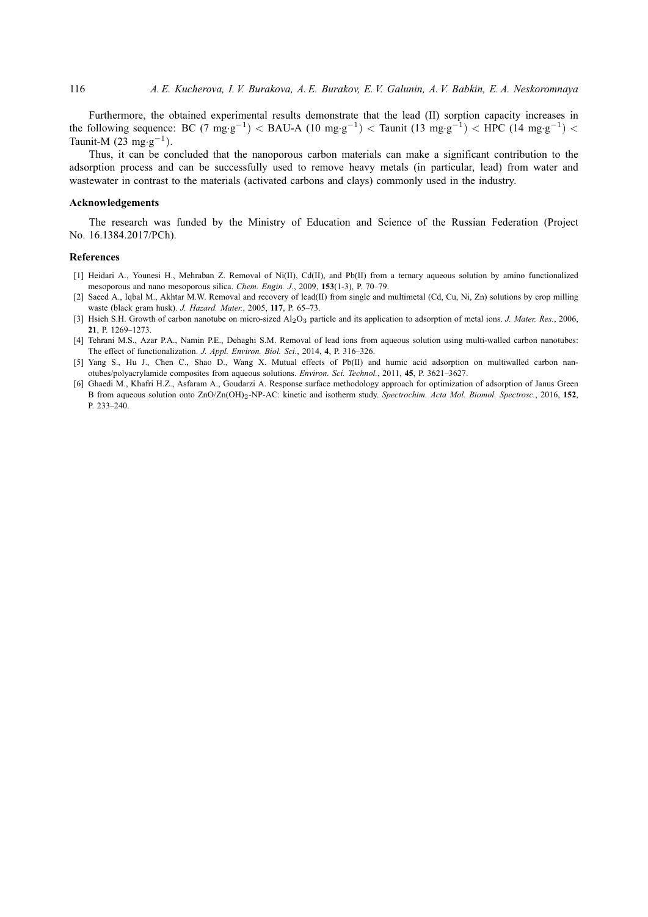Furthermore, the obtained experimental results demonstrate that the lead (II) sorption capacity increases in the following sequence: BC (7 $mg \cdot g^{-1}$) < BAU-A (10 $mg \cdot g^{-1}$) < Taunit (13 $mg \cdot g^{-1}$) < HPC (14 $mg \cdot g^{-1}$) < Taunit-M (23 $mg \cdot g^{-1}$).

Thus, it can be concluded that the nanoporous carbon materials can make a significant contribution to the adsorption process and can be successfully used to remove heavy metals (in particular, lead) from water and wastewater in contrast to the materials (activated carbons and clays) commonly used in the industry.

### Acknowledgements

The research was funded by the Ministry of Education and Science of the Russian Federation (Project No. 16.1384.2017/PCh).

### References

[1] Heidari A., Younesi H., Mehraban Z. Removal of Ni(II), Cd(II), and Pb(II) from a ternary aqueous solution by amino functionalized mesoporous and nano mesoporous silica. *Chem. Engin. J.*, 2009, **153**(1-3), P. 70–79.

[2] Saeed A., Iqbal M., Akhtar M.W. Removal and recovery of lead(II) from single and multimetal (Cd, Cu, Ni, Zn) solutions by crop milling waste (black gram husk). *J. Hazard. Mater.*, 2005, **117**, P. 65–73.

[3] Hsieh S.H. Growth of carbon nanotube on micro-sized $Al_2O_3$ particle and its application to adsorption of metal ions. *J. Mater. Res.*, 2006, **21**, P. 1269–1273.

[4] Tehrani M.S., Azar P.A., Namin P.E., Dehaghi S.M. Removal of lead ions from aqueous solution using multi-walled carbon nanotubes: The effect of functionalization. *J. Appl. Environ. Biol. Sci.*, 2014, **4**, P. 316–326.

[5] Yang S., Hu J., Chen C., Shao D., Wang X. Mutual effects of Pb(II) and humic acid adsorption on multiwalled carbon nanotubes/polyacrylamide composites from aqueous solutions. *Environ. Sci. Technol.*, 2011, **45**, P. 3621–3627.

[6] Ghaedi M., Khafri H.Z., Asfaram A., Goudarzi A. Response surface methodology approach for optimization of adsorption of Janus Green B from aqueous solution onto $ZnO/Zn(OH)_2$-NP-AC: kinetic and isotherm study. *Spectrochim. Acta Mol. Biomol. Spectrosc.*, 2016, **152**, P. 233–240.